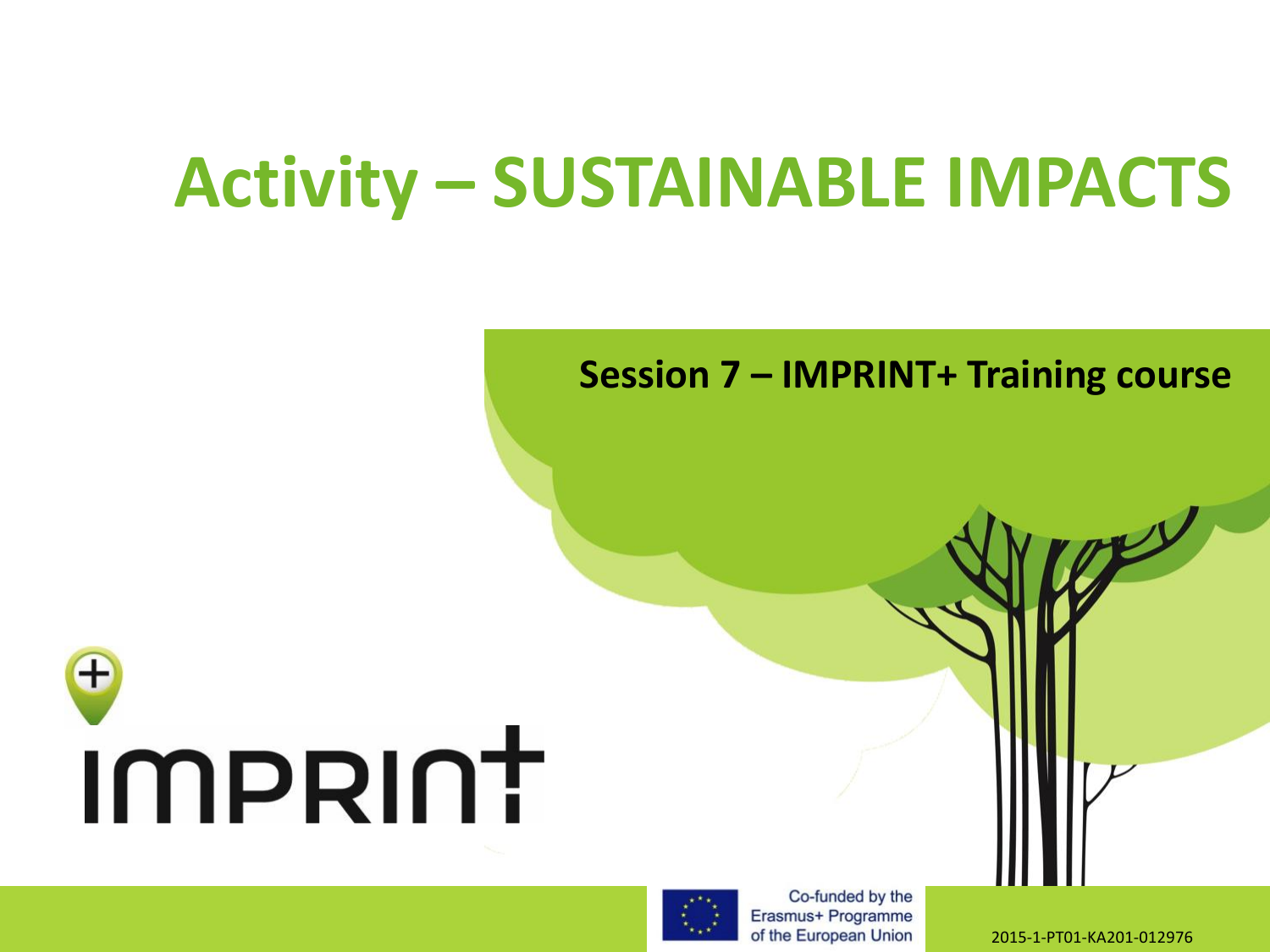# Activity – SUSTAINABLE IMPACTS

**Session 7 – IMPRINT+ Training course**

IMPRINT+

Co-funded by the Erasmus+ Programme of the European Union

2015-1-PT01-KA201-012976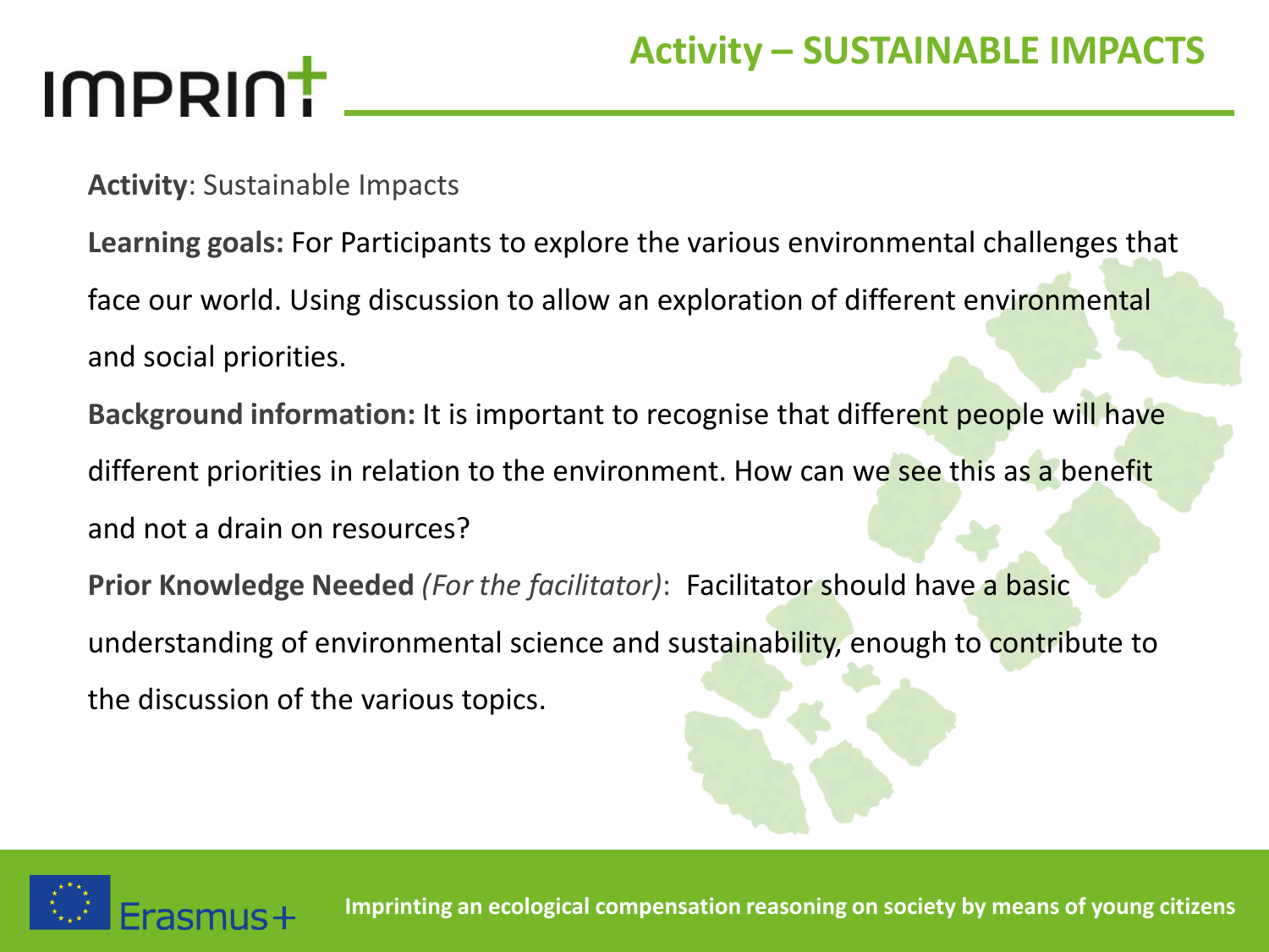# Activity – SUSTAINABLE IMPACTS

**Activity**: Sustainable Impacts

**Learning goals:** For Participants to explore the various environmental challenges that face our world. Using discussion to allow an exploration of different environmental and social priorities.

**Background information:** It is important to recognise that different people will have different priorities in relation to the environment. How can we see this as a benefit and not a drain on resources?

**Prior Knowledge Needed** *(For the facilitator)*: Facilitator should have a basic understanding of environmental science and sustainability, enough to contribute to the discussion of the various topics.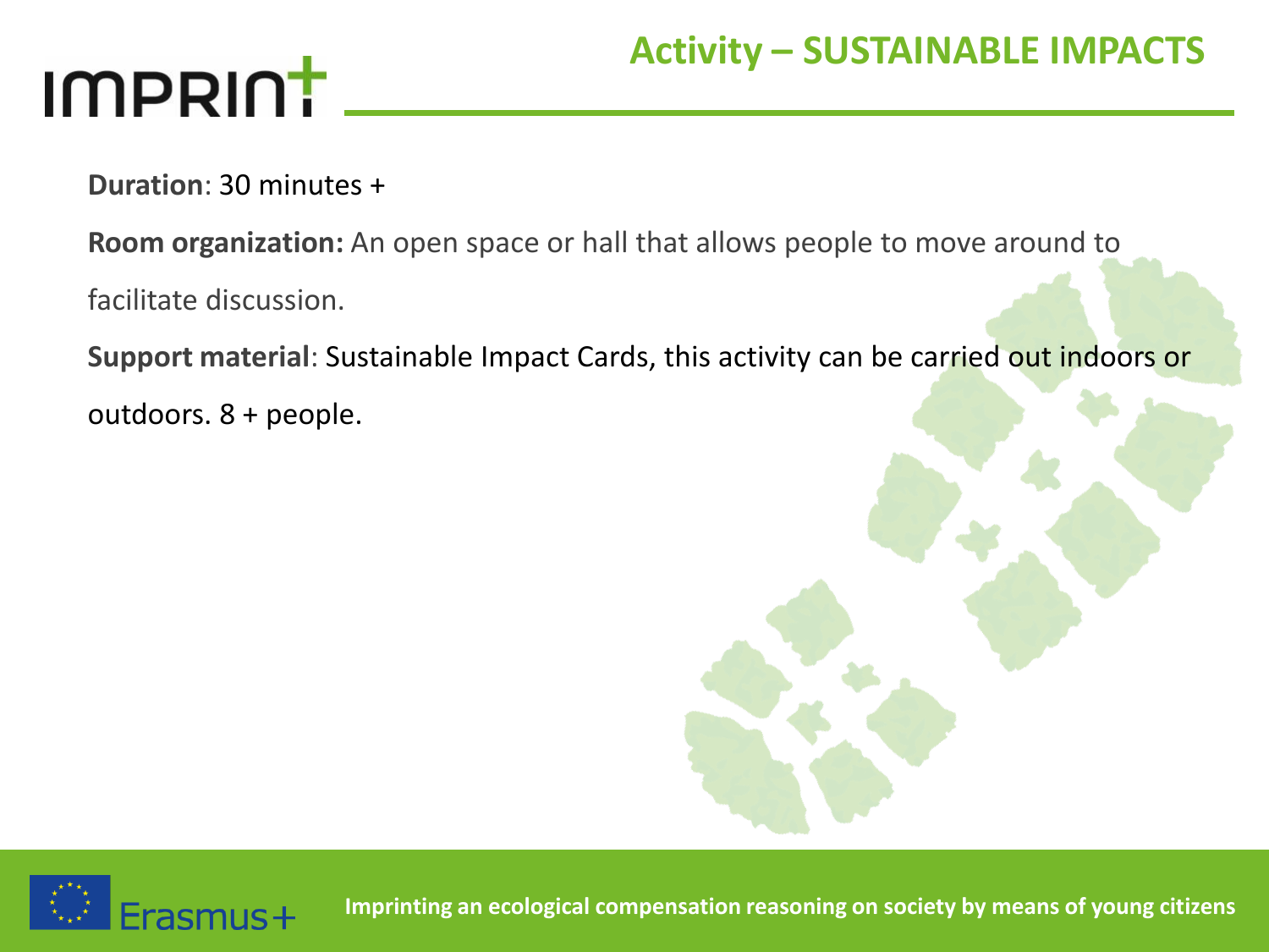# Activity – SUSTAINABLE IMPACTS

**Duration**: 30 minutes +

**Room organization:** An open space or hall that allows people to move around to facilitate discussion.

**Support material**: Sustainable Impact Cards, this activity can be carried out indoors or outdoors. 8 + people.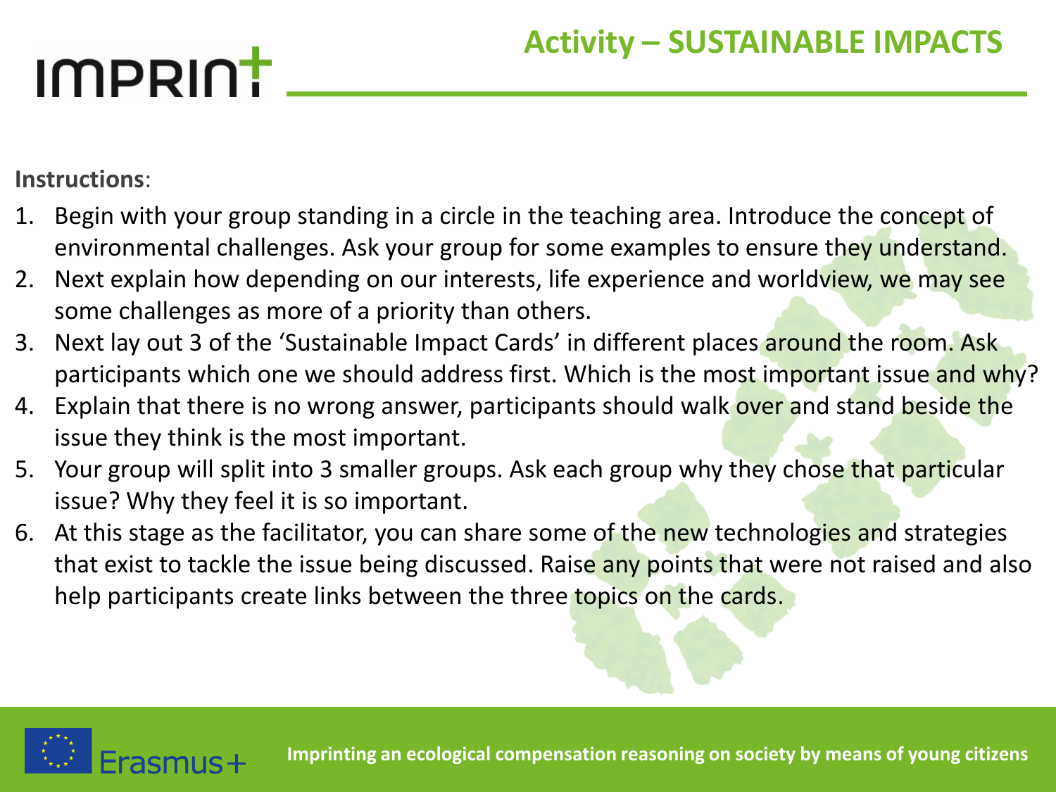## Activity – SUSTAINABLE IMPACTS

**Instructions**:

1. Begin with your group standing in a circle in the teaching area. Introduce the concept of environmental challenges. Ask your group for some examples to ensure they understand.
2. Next explain how depending on our interests, life experience and worldview, we may see some challenges as more of a priority than others.
3. Next lay out 3 of the 'Sustainable Impact Cards' in different places around the room. Ask participants which one we should address first. Which is the most important issue and why?
4. Explain that there is no wrong answer, participants should walk over and stand beside the issue they think is the most important.
5. Your group will split into 3 smaller groups. Ask each group why they chose that particular issue? Why they feel it is so important.
6. At this stage as the facilitator, you can share some of the new technologies and strategies that exist to tackle the issue being discussed. Raise any points that were not raised and also help participants create links between the three topics on the cards.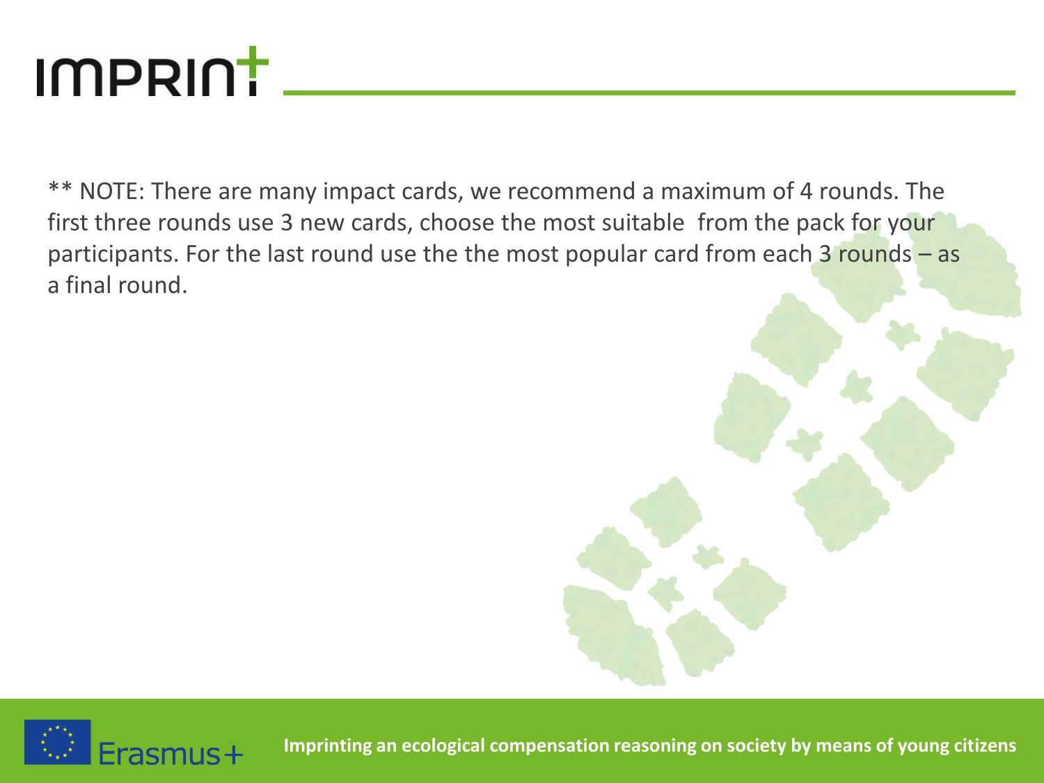** NOTE: There are many impact cards, we recommend a maximum of 4 rounds. The first three rounds use 3 new cards, choose the most suitable  from the pack for your participants. For the last round use the the most popular card from each 3 rounds – as a final round.